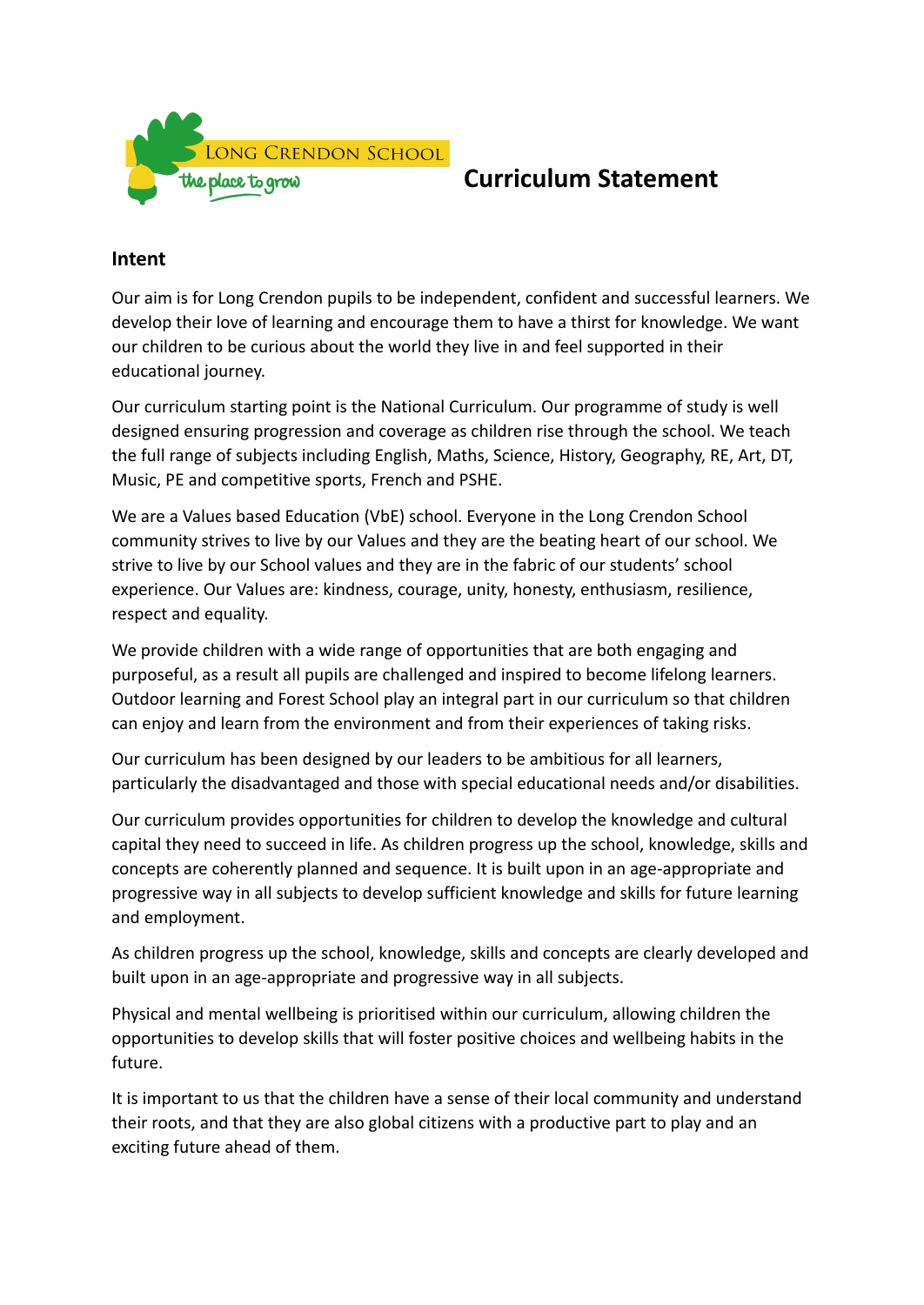Long Crendon School — the place to grow

# Curriculum Statement

## Intent

Our aim is for Long Crendon pupils to be independent, confident and successful learners. We develop their love of learning and encourage them to have a thirst for knowledge. We want our children to be curious about the world they live in and feel supported in their educational journey.

Our curriculum starting point is the National Curriculum. Our programme of study is well designed ensuring progression and coverage as children rise through the school. We teach the full range of subjects including English, Maths, Science, History, Geography, RE, Art, DT, Music, PE and competitive sports, French and PSHE.

We are a Values based Education (VbE) school. Everyone in the Long Crendon School community strives to live by our Values and they are the beating heart of our school. We strive to live by our School values and they are in the fabric of our students' school experience. Our Values are: kindness, courage, unity, honesty, enthusiasm, resilience, respect and equality.

We provide children with a wide range of opportunities that are both engaging and purposeful, as a result all pupils are challenged and inspired to become lifelong learners. Outdoor learning and Forest School play an integral part in our curriculum so that children can enjoy and learn from the environment and from their experiences of taking risks.

Our curriculum has been designed by our leaders to be ambitious for all learners, particularly the disadvantaged and those with special educational needs and/or disabilities.

Our curriculum provides opportunities for children to develop the knowledge and cultural capital they need to succeed in life. As children progress up the school, knowledge, skills and concepts are coherently planned and sequence. It is built upon in an age-appropriate and progressive way in all subjects to develop sufficient knowledge and skills for future learning and employment.

As children progress up the school, knowledge, skills and concepts are clearly developed and built upon in an age-appropriate and progressive way in all subjects.

Physical and mental wellbeing is prioritised within our curriculum, allowing children the opportunities to develop skills that will foster positive choices and wellbeing habits in the future.

It is important to us that the children have a sense of their local community and understand their roots, and that they are also global citizens with a productive part to play and an exciting future ahead of them.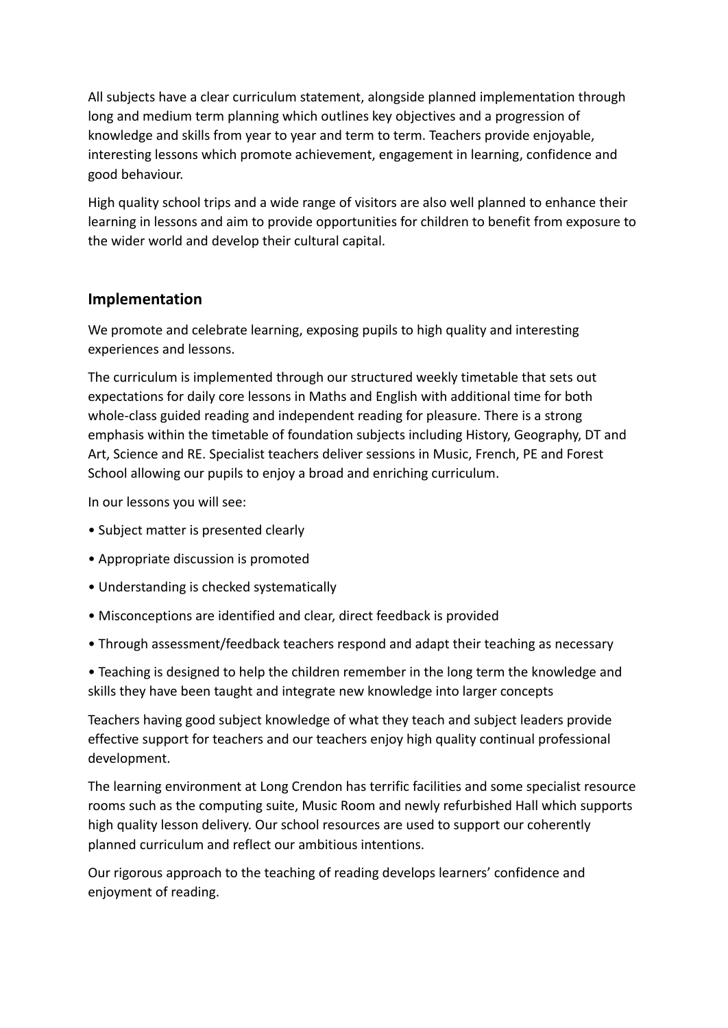All subjects have a clear curriculum statement, alongside planned implementation through long and medium term planning which outlines key objectives and a progression of knowledge and skills from year to year and term to term. Teachers provide enjoyable, interesting lessons which promote achievement, engagement in learning, confidence and good behaviour.

High quality school trips and a wide range of visitors are also well planned to enhance their learning in lessons and aim to provide opportunities for children to benefit from exposure to the wider world and develop their cultural capital.

## Implementation

We promote and celebrate learning, exposing pupils to high quality and interesting experiences and lessons.

The curriculum is implemented through our structured weekly timetable that sets out expectations for daily core lessons in Maths and English with additional time for both whole-class guided reading and independent reading for pleasure. There is a strong emphasis within the timetable of foundation subjects including History, Geography, DT and Art, Science and RE. Specialist teachers deliver sessions in Music, French, PE and Forest School allowing our pupils to enjoy a broad and enriching curriculum.

In our lessons you will see:

- Subject matter is presented clearly
- Appropriate discussion is promoted
- Understanding is checked systematically
- Misconceptions are identified and clear, direct feedback is provided
- Through assessment/feedback teachers respond and adapt their teaching as necessary
- Teaching is designed to help the children remember in the long term the knowledge and skills they have been taught and integrate new knowledge into larger concepts

Teachers having good subject knowledge of what they teach and subject leaders provide effective support for teachers and our teachers enjoy high quality continual professional development.

The learning environment at Long Crendon has terrific facilities and some specialist resource rooms such as the computing suite, Music Room and newly refurbished Hall which supports high quality lesson delivery. Our school resources are used to support our coherently planned curriculum and reflect our ambitious intentions.

Our rigorous approach to the teaching of reading develops learners' confidence and enjoyment of reading.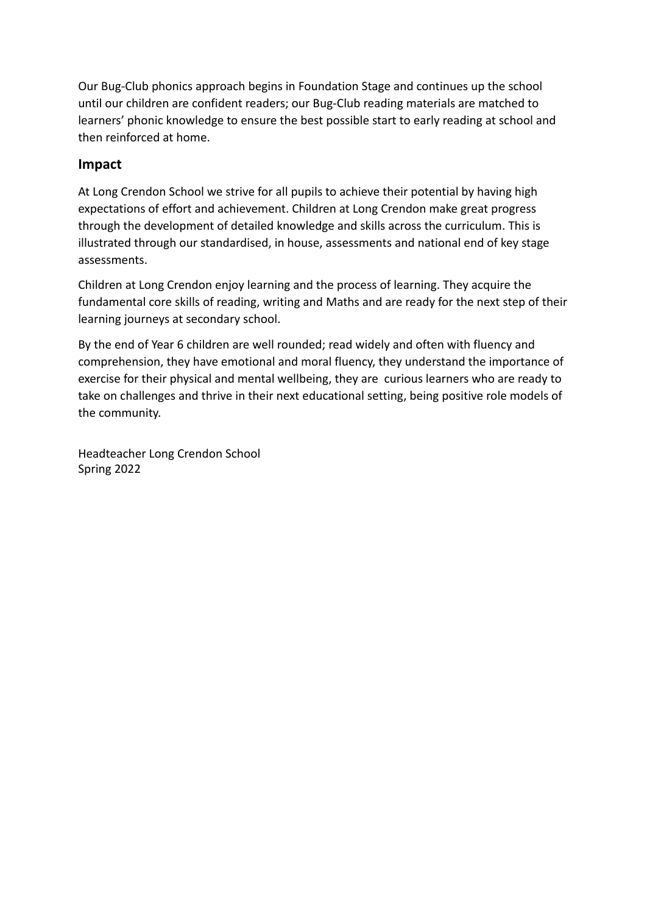Our Bug-Club phonics approach begins in Foundation Stage and continues up the school until our children are confident readers; our Bug-Club reading materials are matched to learners' phonic knowledge to ensure the best possible start to early reading at school and then reinforced at home.

## Impact

At Long Crendon School we strive for all pupils to achieve their potential by having high expectations of effort and achievement. Children at Long Crendon make great progress through the development of detailed knowledge and skills across the curriculum. This is illustrated through our standardised, in house, assessments and national end of key stage assessments.

Children at Long Crendon enjoy learning and the process of learning. They acquire the fundamental core skills of reading, writing and Maths and are ready for the next step of their learning journeys at secondary school.

By the end of Year 6 children are well rounded; read widely and often with fluency and comprehension, they have emotional and moral fluency, they understand the importance of exercise for their physical and mental wellbeing, they are  curious learners who are ready to take on challenges and thrive in their next educational setting, being positive role models of the community.

Headteacher Long Crendon School
Spring 2022